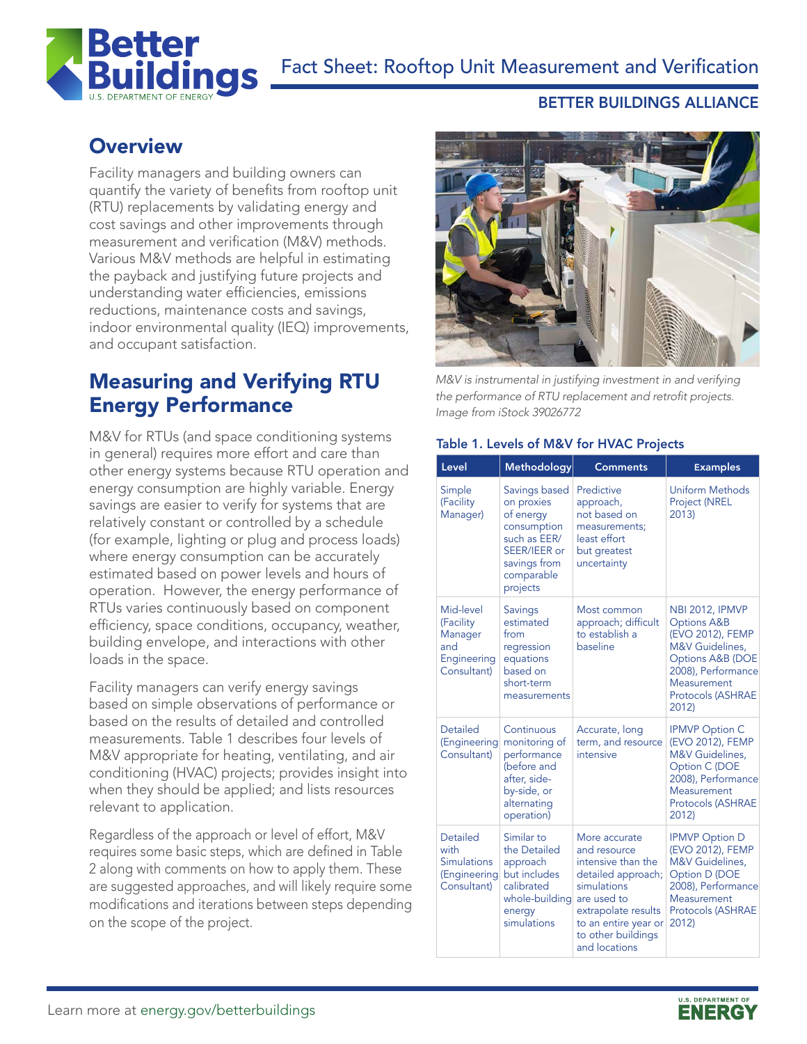# Fact Sheet: Rooftop Unit Measurement and Verification

BETTER BUILDINGS ALLIANCE

## Overview

Facility managers and building owners can quantify the variety of benefits from rooftop unit (RTU) replacements by validating energy and cost savings and other improvements through measurement and verification (M&V) methods. Various M&V methods are helpful in estimating the payback and justifying future projects and understanding water efficiencies, emissions reductions, maintenance costs and savings, indoor environmental quality (IEQ) improvements, and occupant satisfaction.

## Measuring and Verifying RTU Energy Performance

M&V for RTUs (and space conditioning systems in general) requires more effort and care than other energy systems because RTU operation and energy consumption are highly variable. Energy savings are easier to verify for systems that are relatively constant or controlled by a schedule (for example, lighting or plug and process loads) where energy consumption can be accurately estimated based on power levels and hours of operation. However, the energy performance of RTUs varies continuously based on component efficiency, space conditions, occupancy, weather, building envelope, and interactions with other loads in the space.

Facility managers can verify energy savings based on simple observations of performance or based on the results of detailed and controlled measurements. Table 1 describes four levels of M&V appropriate for heating, ventilating, and air conditioning (HVAC) projects; provides insight into when they should be applied; and lists resources relevant to application.

Regardless of the approach or level of effort, M&V requires some basic steps, which are defined in Table 2 along with comments on how to apply them. These are suggested approaches, and will likely require some modifications and iterations between steps depending on the scope of the project.

*M&V is instrumental in justifying investment in and verifying the performance of RTU replacement and retrofit projects. Image from iStock 39026772*

**Table 1. Levels of M&V for HVAC Projects**

| Level | Methodology | Comments | Examples |
|---|---|---|---|
| Simple (Facility Manager) | Savings based on proxies of energy consumption such as EER/ SEER/IEER or savings from comparable projects | Predictive approach, not based on measurements; least effort but greatest uncertainty | Uniform Methods Project (NREL 2013) |
| Mid-level (Facility Manager and Engineering Consultant) | Savings estimated from regression equations based on short-term measurements | Most common approach; difficult to establish a baseline | NBI 2012, IPMVP Options A&B (EVO 2012), FEMP M&V Guidelines, Options A&B (DOE 2008), Performance Measurement Protocols (ASHRAE 2012) |
| Detailed (Engineering Consultant) | Continuous monitoring of performance (before and after, side-by-side, or alternating operation) | Accurate, long term, and resource intensive | IPMVP Option C (EVO 2012), FEMP M&V Guidelines, Option C (DOE 2008), Performance Measurement Protocols (ASHRAE 2012) |
| Detailed with Simulations (Engineering Consultant) | Similar to the Detailed approach but includes calibrated whole-building energy simulations | More accurate and resource intensive than the detailed approach; simulations are used to extrapolate results to an entire year or to other buildings and locations | IPMVP Option D (EVO 2012), FEMP M&V Guidelines, Option D (DOE 2008), Performance Measurement Protocols (ASHRAE 2012) |

Learn more at energy.gov/betterbuildings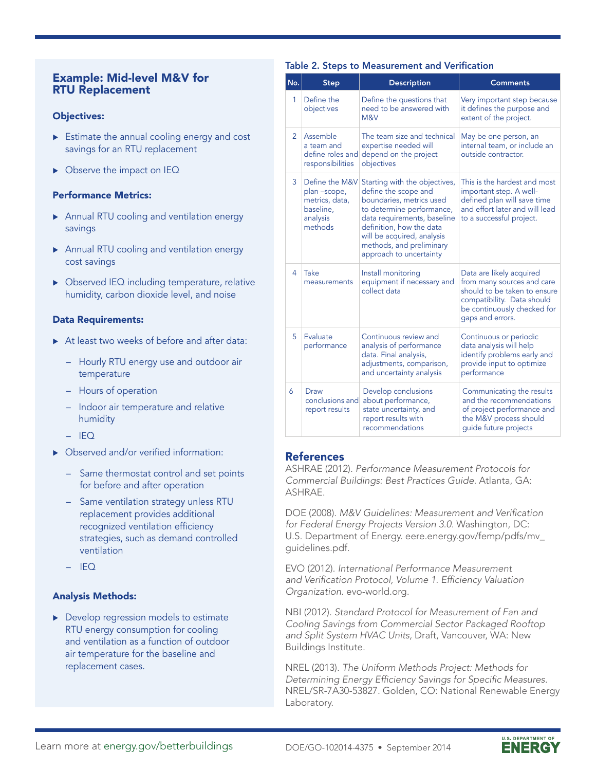## Example: Mid-level M&V for RTU Replacement

### Objectives:

- Estimate the annual cooling energy and cost savings for an RTU replacement
- Observe the impact on IEQ

### Performance Metrics:

- Annual RTU cooling and ventilation energy savings
- Annual RTU cooling and ventilation energy cost savings
- Observed IEQ including temperature, relative humidity, carbon dioxide level, and noise

### Data Requirements:

- At least two weeks of before and after data:
  - Hourly RTU energy use and outdoor air temperature
  - Hours of operation
  - Indoor air temperature and relative humidity
  - IEQ
- Observed and/or verified information:
  - Same thermostat control and set points for before and after operation
  - Same ventilation strategy unless RTU replacement provides additional recognized ventilation efficiency strategies, such as demand controlled ventilation
  - IEQ

### Analysis Methods:

- Develop regression models to estimate RTU energy consumption for cooling and ventilation as a function of outdoor air temperature for the baseline and replacement cases.

**Table 2. Steps to Measurement and Verification**

| No. | Step | Description | Comments |
|---|---|---|---|
| 1 | Define the objectives | Define the questions that need to be answered with M&V | Very important step because it defines the purpose and extent of the project. |
| 2 | Assemble a team and define roles and responsibilities | The team size and technical expertise needed will depend on the project objectives | May be one person, an internal team, or include an outside contractor. |
| 3 | Define the M&V plan –scope, metrics, data, baseline, analysis methods | Starting with the objectives, define the scope and boundaries, metrics used to determine performance, data requirements, baseline definition, how the data will be acquired, analysis methods, and preliminary approach to uncertainty | This is the hardest and most important step. A well-defined plan will save time and effort later and will lead to a successful project. |
| 4 | Take measurements | Install monitoring equipment if necessary and collect data | Data are likely acquired from many sources and care should to be taken to ensure compatibility. Data should be continuously checked for gaps and errors. |
| 5 | Evaluate performance | Continuous review and analysis of performance data. Final analysis, adjustments, comparison, and uncertainty analysis | Continuous or periodic data analysis will help identify problems early and provide input to optimize performance |
| 6 | Draw conclusions and report results | Develop conclusions about performance, state uncertainty, and report results with recommendations | Communicating the results and the recommendations of project performance and the M&V process should guide future projects |

## References

ASHRAE (2012). *Performance Measurement Protocols for Commercial Buildings: Best Practices Guide.* Atlanta, GA: ASHRAE.

DOE (2008). *M&V Guidelines: Measurement and Verification for Federal Energy Projects Version 3.0.* Washington, DC: U.S. Department of Energy. eere.energy.gov/femp/pdfs/mv_guidelines.pdf.

EVO (2012). *International Performance Measurement and Verification Protocol, Volume 1. Efficiency Valuation Organization.* evo-world.org.

NBI (2012). *Standard Protocol for Measurement of Fan and Cooling Savings from Commercial Sector Packaged Rooftop and Split System HVAC Units,* Draft, Vancouver, WA: New Buildings Institute.

NREL (2013). *The Uniform Methods Project: Methods for Determining Energy Efficiency Savings for Specific Measures.* NREL/SR-7A30-53827. Golden, CO: National Renewable Energy Laboratory.

Learn more at energy.gov/betterbuildings

DOE/GO-102014-4375 • September 2014